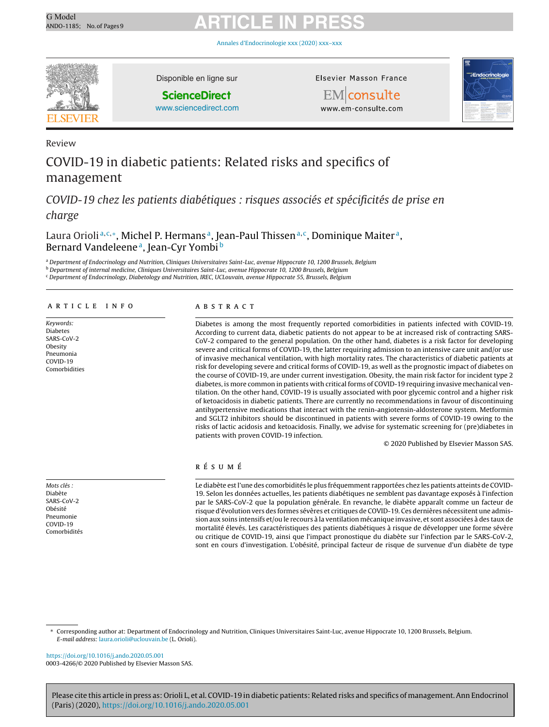Review

# COVID-19 in diabetic patients: Related risks and specifics of management

## *COVID-19 chez les patients diabétiques : risques associés et spécificités de prise en charge*

Laura Orioli[a,c,*], Michel P. Hermans[a], Jean-Paul Thissen[a,c], Dominique Maiter[a], Bernard Vandeleene[a], Jean-Cyr Yombi[b]

[a] Department of Endocrinology and Nutrition, Cliniques Universitaires Saint-Luc, avenue Hippocrate 10, 1200 Brussels, Belgium
[b] Department of internal medicine, Cliniques Universitaires Saint-Luc, avenue Hippocrate 10, 1200 Brussels, Belgium
[c] Department of Endocrinology, Diabetology and Nutrition, IREC, UCLouvain, avenue Hippocrate 55, Brussels, Belgium

### ARTICLE INFO

*Keywords:*
Diabetes
SARS-CoV-2
Obesity
Pneumonia
COVID-19
Comorbidities

### ABSTRACT

Diabetes is among the most frequently reported comorbidities in patients infected with COVID-19. According to current data, diabetic patients do not appear to be at increased risk of contracting SARS-CoV-2 compared to the general population. On the other hand, diabetes is a risk factor for developing severe and critical forms of COVID-19, the latter requiring admission to an intensive care unit and/or use of invasive mechanical ventilation, with high mortality rates. The characteristics of diabetic patients at risk for developing severe and critical forms of COVID-19, as well as the prognostic impact of diabetes on the course of COVID-19, are under current investigation. Obesity, the main risk factor for incident type 2 diabetes, is more common in patients with critical forms of COVID-19 requiring invasive mechanical ventilation. On the other hand, COVID-19 is usually associated with poor glycemic control and a higher risk of ketoacidosis in diabetic patients. There are currently no recommendations in favour of discontinuing antihypertensive medications that interact with the renin-angiotensin-aldosterone system. Metformin and SGLT2 inhibitors should be discontinued in patients with severe forms of COVID-19 owing to the risks of lactic acidosis and ketoacidosis. Finally, we advise for systematic screening for (pre)diabetes in patients with proven COVID-19 infection.

© 2020 Published by Elsevier Masson SAS.

*Mots clés :*
Diabète
SARS-CoV-2
Obésité
Pneumonie
COVID-19
Comorbidités

### RÉSUMÉ

Le diabète est l'une des comorbidités le plus fréquemment rapportées chez les patients atteints de COVID-19. Selon les données actuelles, les patients diabétiques ne semblent pas davantage exposés à l'infection par le SARS-CoV-2 que la population générale. En revanche, le diabète apparaît comme un facteur de risque d'évolution vers des formes sévères et critiques de COVID-19. Ces dernières nécessitent une admission aux soins intensifs et/ou le recours à la ventilation mécanique invasive, et sont associées à des taux de mortalité élevés. Les caractéristiques des patients diabétiques à risque de développer une forme sévère ou critique de COVID-19, ainsi que l'impact pronostique du diabète sur l'infection par le SARS-CoV-2, sont en cours d'investigation. L'obésité, principal facteur de risque de survenue d'un diabète de type

---

* Corresponding author at: Department of Endocrinology and Nutrition, Cliniques Universitaires Saint-Luc, avenue Hippocrate 10, 1200 Brussels, Belgium.
*E-mail address:* laura.orioli@uclouvain.be (L. Orioli).

https://doi.org/10.1016/j.ando.2020.05.001
0003-4266/© 2020 Published by Elsevier Masson SAS.

Please cite this article in press as: Orioli L, et al. COVID-19 in diabetic patients: Related risks and specifics of management. Ann Endocrinol (Paris) (2020), https://doi.org/10.1016/j.ando.2020.05.001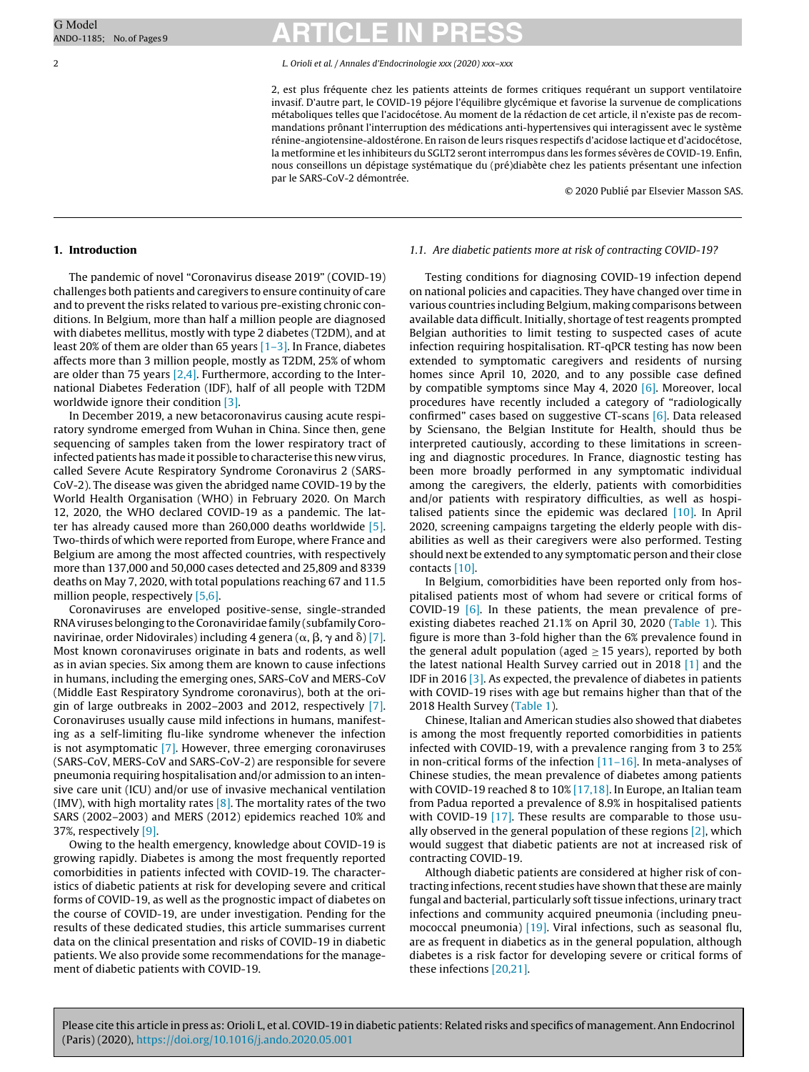2, est plus fréquente chez les patients atteints de formes critiques requérant un support ventilatoire invasif. D'autre part, le COVID-19 péjore l'équilibre glycémique et favorise la survenue de complications métaboliques telles que l'acidocétose. Au moment de la rédaction de cet article, il n'existe pas de recommandations prônant l'interruption des médications anti-hypertensives qui interagissent avec le système rénine-angiotensine-aldostérone. En raison de leurs risques respectifs d'acidose lactique et d'acidocétose, la metformine et les inhibiteurs du SGLT2 seront interrompus dans les formes sévères de COVID-19. Enfin, nous conseillons un dépistage systématique du (pré)diabète chez les patients présentant une infection par le SARS-CoV-2 démontrée.

© 2020 Publié par Elsevier Masson SAS.

## 1. Introduction

The pandemic of novel "Coronavirus disease 2019" (COVID-19) challenges both patients and caregivers to ensure continuity of care and to prevent the risks related to various pre-existing chronic conditions. In Belgium, more than half a million people are diagnosed with diabetes mellitus, mostly with type 2 diabetes (T2DM), and at least 20% of them are older than 65 years [1–3]. In France, diabetes affects more than 3 million people, mostly as T2DM, 25% of whom are older than 75 years [2,4]. Furthermore, according to the International Diabetes Federation (IDF), half of all people with T2DM worldwide ignore their condition [3].

In December 2019, a new betacoronavirus causing acute respiratory syndrome emerged from Wuhan in China. Since then, gene sequencing of samples taken from the lower respiratory tract of infected patients has made it possible to characterise this new virus, called Severe Acute Respiratory Syndrome Coronavirus 2 (SARS-CoV-2). The disease was given the abridged name COVID-19 by the World Health Organisation (WHO) in February 2020. On March 12, 2020, the WHO declared COVID-19 as a pandemic. The latter has already caused more than 260,000 deaths worldwide [5]. Two-thirds of which were reported from Europe, where France and Belgium are among the most affected countries, with respectively more than 137,000 and 50,000 cases detected and 25,809 and 8339 deaths on May 7, 2020, with total populations reaching 67 and 11.5 million people, respectively [5,6].

Coronaviruses are enveloped positive-sense, single-stranded RNA viruses belonging to the Coronaviridae family (subfamily Coronavirinae, order Nidovirales) including 4 genera (α, β, γ and δ) [7]. Most known coronaviruses originate in bats and rodents, as well as in avian species. Six among them are known to cause infections in humans, including the emerging ones, SARS-CoV and MERS-CoV (Middle East Respiratory Syndrome coronavirus), both at the origin of large outbreaks in 2002–2003 and 2012, respectively [7]. Coronaviruses usually cause mild infections in humans, manifesting as a self-limiting flu-like syndrome whenever the infection is not asymptomatic [7]. However, three emerging coronaviruses (SARS-CoV, MERS-CoV and SARS-CoV-2) are responsible for severe pneumonia requiring hospitalisation and/or admission to an intensive care unit (ICU) and/or use of invasive mechanical ventilation (IMV), with high mortality rates [8]. The mortality rates of the two SARS (2002–2003) and MERS (2012) epidemics reached 10% and 37%, respectively [9].

Owing to the health emergency, knowledge about COVID-19 is growing rapidly. Diabetes is among the most frequently reported comorbidities in patients infected with COVID-19. The characteristics of diabetic patients at risk for developing severe and critical forms of COVID-19, as well as the prognostic impact of diabetes on the course of COVID-19, are under investigation. Pending for the results of these dedicated studies, this article summarises current data on the clinical presentation and risks of COVID-19 in diabetic patients. We also provide some recommendations for the management of diabetic patients with COVID-19.

### 1.1. Are diabetic patients more at risk of contracting COVID-19?

Testing conditions for diagnosing COVID-19 infection depend on national policies and capacities. They have changed over time in various countries including Belgium, making comparisons between available data difficult. Initially, shortage of test reagents prompted Belgian authorities to limit testing to suspected cases of acute infection requiring hospitalisation. RT-qPCR testing has now been extended to symptomatic caregivers and residents of nursing homes since April 10, 2020, and to any possible case defined by compatible symptoms since May 4, 2020 [6]. Moreover, local procedures have recently included a category of "radiologically confirmed" cases based on suggestive CT-scans [6]. Data released by Sciensano, the Belgian Institute for Health, should thus be interpreted cautiously, according to these limitations in screening and diagnostic procedures. In France, diagnostic testing has been more broadly performed in any symptomatic individual among the caregivers, the elderly, patients with comorbidities and/or patients with respiratory difficulties, as well as hospitalised patients since the epidemic was declared [10]. In April 2020, screening campaigns targeting the elderly people with disabilities as well as their caregivers were also performed. Testing should next be extended to any symptomatic person and their close contacts [10].

In Belgium, comorbidities have been reported only from hospitalised patients most of whom had severe or critical forms of COVID-19 [6]. In these patients, the mean prevalence of pre-existing diabetes reached 21.1% on April 30, 2020 (Table 1). This figure is more than 3-fold higher than the 6% prevalence found in the general adult population (aged ≥ 15 years), reported by both the latest national Health Survey carried out in 2018 [1] and the IDF in 2016 [3]. As expected, the prevalence of diabetes in patients with COVID-19 rises with age but remains higher than that of the 2018 Health Survey (Table 1).

Chinese, Italian and American studies also showed that diabetes is among the most frequently reported comorbidities in patients infected with COVID-19, with a prevalence ranging from 3 to 25% in non-critical forms of the infection [11–16]. In meta-analyses of Chinese studies, the mean prevalence of diabetes among patients with COVID-19 reached 8 to 10% [17,18]. In Europe, an Italian team from Padua reported a prevalence of 8.9% in hospitalised patients with COVID-19 [17]. These results are comparable to those usually observed in the general population of these regions [2], which would suggest that diabetic patients are not at increased risk of contracting COVID-19.

Although diabetic patients are considered at higher risk of contracting infections, recent studies have shown that these are mainly fungal and bacterial, particularly soft tissue infections, urinary tract infections and community acquired pneumonia (including pneumococcal pneumonia) [19]. Viral infections, such as seasonal flu, are as frequent in diabetics as in the general population, although diabetes is a risk factor for developing severe or critical forms of these infections [20,21].

Please cite this article in press as: Orioli L, et al. COVID-19 in diabetic patients: Related risks and specifics of management. Ann Endocrinol (Paris) (2020), https://doi.org/10.1016/j.ando.2020.05.001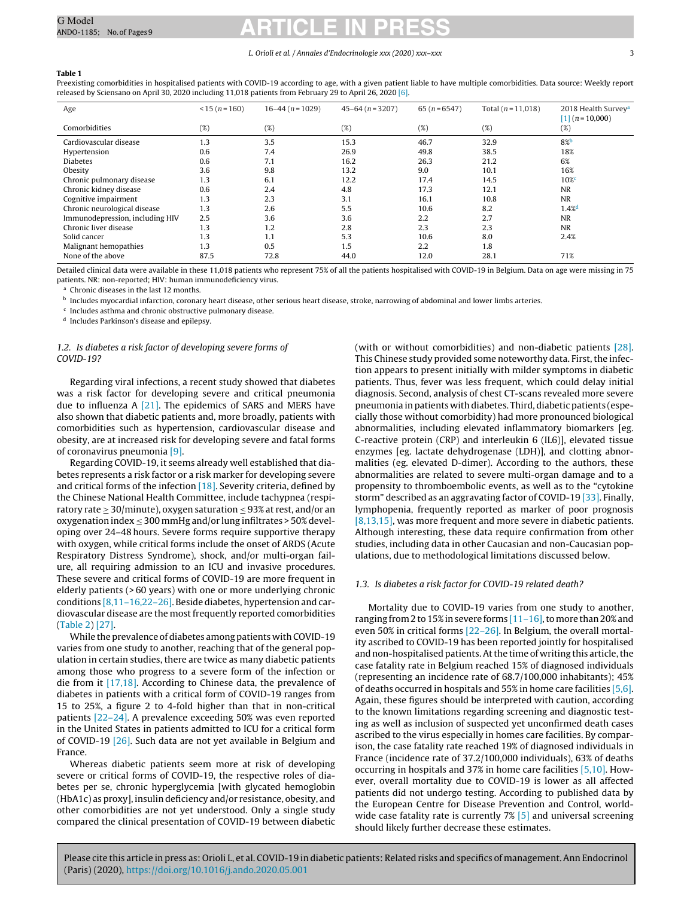**Table 1**

Preexisting comorbidities in hospitalised patients with COVID-19 according to age, with a given patient liable to have multiple comorbidities. Data source: Weekly report released by Sciensano on April 30, 2020 including 11,018 patients from February 29 to April 26, 2020 [6].

| Age | <15 (n = 160) | 16–44 (n = 1029) | 45–64 (n = 3207) | 65 (n = 6547) | Total (n = 11,018) | 2018 Health Survey[a] [1] (n = 10,000) |
|---|---|---|---|---|---|---|
| Comorbidities | (%) | (%) | (%) | (%) | (%) | (%) |
| Cardiovascular disease | 1.3 | 3.5 | 15.3 | 46.7 | 32.9 | 8%[b] |
| Hypertension | 0.6 | 7.4 | 26.9 | 49.8 | 38.5 | 18% |
| Diabetes | 0.6 | 7.1 | 16.2 | 26.3 | 21.2 | 6% |
| Obesity | 3.6 | 9.8 | 13.2 | 9.0 | 10.1 | 16% |
| Chronic pulmonary disease | 1.3 | 6.1 | 12.2 | 17.4 | 14.5 | 10%[c] |
| Chronic kidney disease | 0.6 | 2.4 | 4.8 | 17.3 | 12.1 | NR |
| Cognitive impairment | 1.3 | 2.3 | 3.1 | 16.1 | 10.8 | NR |
| Chronic neurological disease | 1.3 | 2.6 | 5.5 | 10.6 | 8.2 | 1.4%[d] |
| Immunodepression, including HIV | 2.5 | 3.6 | 3.6 | 2.2 | 2.7 | NR |
| Chronic liver disease | 1.3 | 1.2 | 2.8 | 2.3 | 2.3 | NR |
| Solid cancer | 1.3 | 1.1 | 5.3 | 10.6 | 8.0 | 2.4% |
| Malignant hemopathies | 1.3 | 0.5 | 1.5 | 2.2 | 1.8 | |
| None of the above | 87.5 | 72.8 | 44.0 | 12.0 | 28.1 | 71% |

Detailed clinical data were available in these 11,018 patients who represent 75% of all the patients hospitalised with COVID-19 in Belgium. Data on age were missing in 75 patients. NR: non-reported; HIV: human immunodeficiency virus.

[a] Chronic diseases in the last 12 months.

[b] Includes myocardial infarction, coronary heart disease, other serious heart disease, stroke, narrowing of abdominal and lower limbs arteries.

[c] Includes asthma and chronic obstructive pulmonary disease.

[d] Includes Parkinson's disease and epilepsy.

### *1.2. Is diabetes a risk factor of developing severe forms of COVID-19?*

Regarding viral infections, a recent study showed that diabetes was a risk factor for developing severe and critical pneumonia due to influenza A [21]. The epidemics of SARS and MERS have also shown that diabetic patients and, more broadly, patients with comorbidities such as hypertension, cardiovascular disease and obesity, are at increased risk for developing severe and fatal forms of coronavirus pneumonia [9].

Regarding COVID-19, it seems already well established that diabetes represents a risk factor or a risk marker for developing severe and critical forms of the infection [18]. Severity criteria, defined by the Chinese National Health Committee, include tachypnea (respiratory rate ≥ 30/minute), oxygen saturation ≤ 93% at rest, and/or an oxygenation index ≤ 300 mmHg and/or lung infiltrates > 50% developing over 24–48 hours. Severe forms require supportive therapy with oxygen, while critical forms include the onset of ARDS (Acute Respiratory Distress Syndrome), shock, and/or multi-organ failure, all requiring admission to an ICU and invasive procedures. These severe and critical forms of COVID-19 are more frequent in elderly patients (> 60 years) with one or more underlying chronic conditions [8,11–16,22–26]. Beside diabetes, hypertension and cardiovascular disease are the most frequently reported comorbidities (Table 2) [27].

While the prevalence of diabetes among patients with COVID-19 varies from one study to another, reaching that of the general population in certain studies, there are twice as many diabetic patients among those who progress to a severe form of the infection or die from it [17,18]. According to Chinese data, the prevalence of diabetes in patients with a critical form of COVID-19 ranges from 15 to 25%, a figure 2 to 4-fold higher than that in non-critical patients [22–24]. A prevalence exceeding 50% was even reported in the United States in patients admitted to ICU for a critical form of COVID-19 [26]. Such data are not yet available in Belgium and France.

Whereas diabetic patients seem more at risk of developing severe or critical forms of COVID-19, the respective roles of diabetes per se, chronic hyperglycemia [with glycated hemoglobin (HbA1c) as proxy], insulin deficiency and/or resistance, obesity, and other comorbidities are not yet understood. Only a single study compared the clinical presentation of COVID-19 between diabetic (with or without comorbidities) and non-diabetic patients [28]. This Chinese study provided some noteworthy data. First, the infection appears to present initially with milder symptoms in diabetic patients. Thus, fever was less frequent, which could delay initial diagnosis. Second, analysis of chest CT-scans revealed more severe pneumonia in patients with diabetes. Third, diabetic patients (especially those without comorbidity) had more pronounced biological abnormalities, including elevated inflammatory biomarkers [eg. C-reactive protein (CRP) and interleukin 6 (IL6)], elevated tissue enzymes [eg. lactate dehydrogenase (LDH)], and clotting abnormalities (eg. elevated D-dimer). According to the authors, these abnormalities are related to severe multi-organ damage and to a propensity to thromboembolic events, as well as to the "cytokine storm" described as an aggravating factor of COVID-19 [33]. Finally, lymphopenia, frequently reported as marker of poor prognosis [8,13,15], was more frequent and more severe in diabetic patients. Although interesting, these data require confirmation from other studies, including data in other Caucasian and non-Caucasian populations, due to methodological limitations discussed below.

### *1.3. Is diabetes a risk factor for COVID-19 related death?*

Mortality due to COVID-19 varies from one study to another, ranging from 2 to 15% in severe forms [11–16], to more than 20% and even 50% in critical forms [22–26]. In Belgium, the overall mortality ascribed to COVID-19 has been reported jointly for hospitalised and non-hospitalised patients. At the time of writing this article, the case fatality rate in Belgium reached 15% of diagnosed individuals (representing an incidence rate of 68.7/100,000 inhabitants); 45% of deaths occurred in hospitals and 55% in home care facilities [5,6]. Again, these figures should be interpreted with caution, according to the known limitations regarding screening and diagnostic testing as well as inclusion of suspected yet unconfirmed death cases ascribed to the virus especially in homes care facilities. By comparison, the case fatality rate reached 19% of diagnosed individuals in France (incidence rate of 37.2/100,000 individuals), 63% of deaths occurring in hospitals and 37% in home care facilities [5,10]. However, overall mortality due to COVID-19 is lower as all affected patients did not undergo testing. According to published data by the European Centre for Disease Prevention and Control, worldwide case fatality rate is currently 7% [5] and universal screening should likely further decrease these estimates.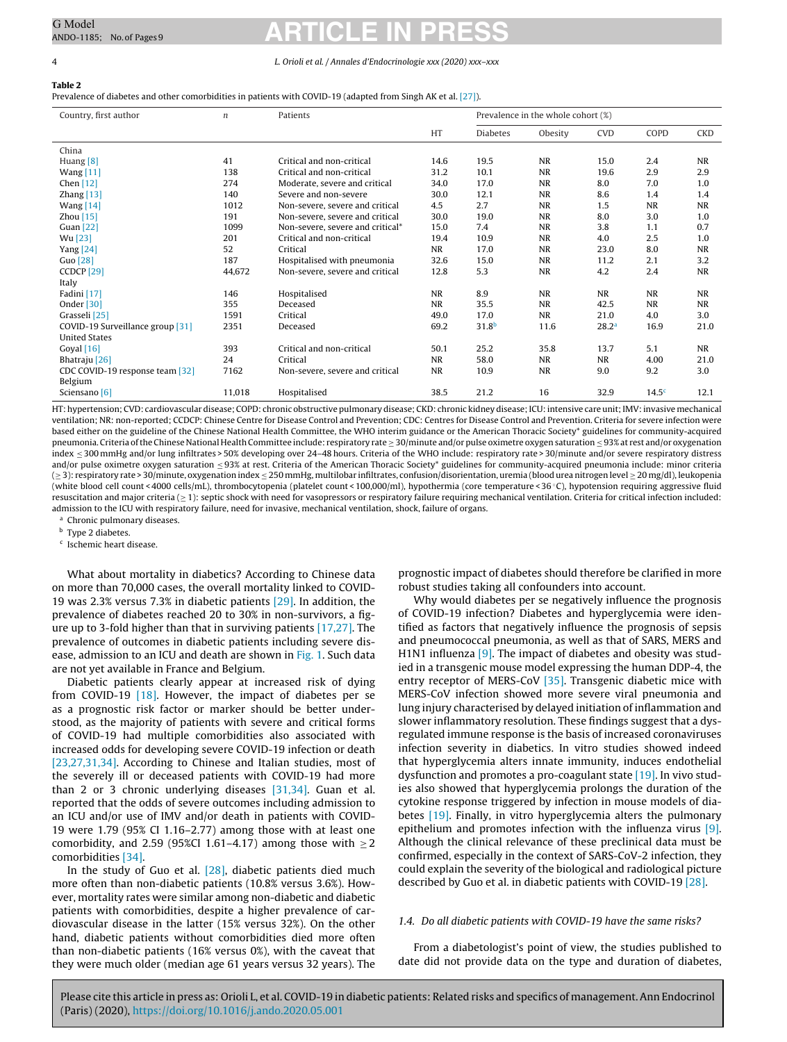**Table 2**
Prevalence of diabetes and other comorbidities in patients with COVID-19 (adapted from Singh AK et al. [27]).

| Country, first author | n | Patients | Prevalence in the whole cohort (%) | | | | | |
|---|---|---|---|---|---|---|---|---|
| | | | HT | Diabetes | Obesity | CVD | COPD | CKD |
| China | | | | | | | | |
| Huang [8] | 41 | Critical and non-critical | 14.6 | 19.5 | NR | 15.0 | 2.4 | NR |
| Wang [11] | 138 | Critical and non-critical | 31.2 | 10.1 | NR | 19.6 | 2.9 | 2.9 |
| Chen [12] | 274 | Moderate, severe and critical | 34.0 | 17.0 | NR | 8.0 | 7.0 | 1.0 |
| Zhang [13] | 140 | Severe and non-severe | 30.0 | 12.1 | NR | 8.6 | 1.4 | 1.4 |
| Wang [14] | 1012 | Non-severe, severe and critical | 4.5 | 2.7 | NR | 1.5 | NR | NR |
| Zhou [15] | 191 | Non-severe, severe and critical | 30.0 | 19.0 | NR | 8.0 | 3.0 | 1.0 |
| Guan [22] | 1099 | Non-severe, severe and critical* | 15.0 | 7.4 | NR | 3.8 | 1.1 | 0.7 |
| Wu [23] | 201 | Critical and non-critical | 19.4 | 10.9 | NR | 4.0 | 2.5 | 1.0 |
| Yang [24] | 52 | Critical | NR | 17.0 | NR | 23.0 | 8.0 | NR |
| Guo [28] | 187 | Hospitalised with pneumonia | 32.6 | 15.0 | NR | 11.2 | 2.1 | 3.2 |
| CCDCP [29] | 44,672 | Non-severe, severe and critical | 12.8 | 5.3 | NR | 4.2 | 2.4 | NR |
| Italy | | | | | | | | |
| Fadini [17] | 146 | Hospitalised | NR | 8.9 | NR | NR | NR | NR |
| Onder [30] | 355 | Deceased | NR | 35.5 | NR | 42.5 | NR | NR |
| Grasseli [25] | 1591 | Critical | 49.0 | 17.0 | NR | 21.0 | 4.0 | 3.0 |
| COVID-19 Surveillance group [31] | 2351 | Deceased | 69.2 | 31.8[b] | 11.6 | 28.2[a] | 16.9 | 21.0 |
| United States | | | | | | | | |
| Goyal [16] | 393 | Critical and non-critical | 50.1 | 25.2 | 35.8 | 13.7 | 5.1 | NR |
| Bhatraju [26] | 24 | Critical | NR | 58.0 | NR | NR | 4.00 | 21.0 |
| CDC COVID-19 response team [32] | 7162 | Non-severe, severe and critical | NR | 10.9 | NR | 9.0 | 9.2 | 3.0 |
| Belgium | | | | | | | | |
| Sciensano [6] | 11,018 | Hospitalised | 38.5 | 21.2 | 16 | 32.9 | 14.5[c] | 12.1 |

HT: hypertension; CVD: cardiovascular disease; COPD: chronic obstructive pulmonary disease; CKD: chronic kidney disease; ICU: intensive care unit; IMV: invasive mechanical ventilation; NR: non-reported; CCDCP: Chinese Centre for Disease Control and Prevention; CDC: Centres for Disease Control and Prevention. Criteria for severe infection were based either on the guideline of the Chinese National Health Committee, the WHO interim guidance or the American Thoracic Society* guidelines for community-acquired pneumonia. Criteria of the Chinese National Health Committee include: respiratory rate ≥ 30/minute and/or pulse oximetre oxygen saturation ≤ 93% at rest and/or oxygenation index ≤ 300 mmHg and/or lung infiltrates > 50% developing over 24–48 hours. Criteria of the WHO include: respiratory rate > 30/minute and/or severe respiratory distress and/or pulse oximetre oxygen saturation ≤ 93% at rest. Criteria of the American Thoracic Society* guidelines for community-acquired pneumonia include: minor criteria (≥ 3): respiratory rate > 30/minute, oxygenation index ≤ 250 mmHg, multilobar infiltrates, confusion/disorientation, uremia (blood urea nitrogen level ≥ 20 mg/dl), leukopenia (white blood cell count < 4000 cells/mL), thrombocytopenia (platelet count < 100,000/ml), hypothermia (core temperature < 36 °C), hypotension requiring aggressive fluid resuscitation and major criteria (≥ 1): septic shock with need for vasopressors or respiratory failure requiring mechanical ventilation. Criteria for critical infection included: admission to the ICU with respiratory failure, need for invasive, mechanical ventilation, shock, failure of organs.

[a] Chronic pulmonary diseases.

[b] Type 2 diabetes.

[c] Ischemic heart disease.

What about mortality in diabetics? According to Chinese data on more than 70,000 cases, the overall mortality linked to COVID-19 was 2.3% versus 7.3% in diabetic patients [29]. In addition, the prevalence of diabetes reached 20 to 30% in non-survivors, a figure up to 3-fold higher than that in surviving patients [17,27]. The prevalence of outcomes in diabetic patients including severe disease, admission to an ICU and death are shown in Fig. 1. Such data are not yet available in France and Belgium.

Diabetic patients clearly appear at increased risk of dying from COVID-19 [18]. However, the impact of diabetes per se as a prognostic risk factor or marker should be better understood, as the majority of patients with severe and critical forms of COVID-19 had multiple comorbidities also associated with increased odds for developing severe COVID-19 infection or death [23,27,31,34]. According to Chinese and Italian studies, most of the severely ill or deceased patients with COVID-19 had more than 2 or 3 chronic underlying diseases [31,34]. Guan et al. reported that the odds of severe outcomes including admission to an ICU and/or use of IMV and/or death in patients with COVID-19 were 1.79 (95% CI 1.16–2.77) among those with at least one comorbidity, and 2.59 (95%CI 1.61–4.17) among those with ≥ 2 comorbidities [34].

In the study of Guo et al. [28], diabetic patients died much more often than non-diabetic patients (10.8% versus 3.6%). However, mortality rates were similar among non-diabetic and diabetic patients with comorbidities, despite a higher prevalence of cardiovascular disease in the latter (15% versus 32%). On the other hand, diabetic patients without comorbidities died more often than non-diabetic patients (16% versus 0%), with the caveat that they were much older (median age 61 years versus 32 years). The prognostic impact of diabetes should therefore be clarified in more robust studies taking all confounders into account.

Why would diabetes per se negatively influence the prognosis of COVID-19 infection? Diabetes and hyperglycemia were identified as factors that negatively influence the prognosis of sepsis and pneumococcal pneumonia, as well as that of SARS, MERS and H1N1 influenza [9]. The impact of diabetes and obesity was studied in a transgenic mouse model expressing the human DDP-4, the entry receptor of MERS-CoV [35]. Transgenic diabetic mice with MERS-CoV infection showed more severe viral pneumonia and lung injury characterised by delayed initiation of inflammation and slower inflammatory resolution. These findings suggest that a dysregulated immune response is the basis of increased coronaviruses infection severity in diabetics. In vitro studies showed indeed that hyperglycemia alters innate immunity, induces endothelial dysfunction and promotes a pro-coagulant state [19]. In vivo studies also showed that hyperglycemia prolongs the duration of the cytokine response triggered by infection in mouse models of diabetes [19]. Finally, in vitro hyperglycemia alters the pulmonary epithelium and promotes infection with the influenza virus [9]. Although the clinical relevance of these preclinical data must be confirmed, especially in the context of SARS-CoV-2 infection, they could explain the severity of the biological and radiological picture described by Guo et al. in diabetic patients with COVID-19 [28].

### 1.4. Do all diabetic patients with COVID-19 have the same risks?

From a diabetologist's point of view, the studies published to date did not provide data on the type and duration of diabetes,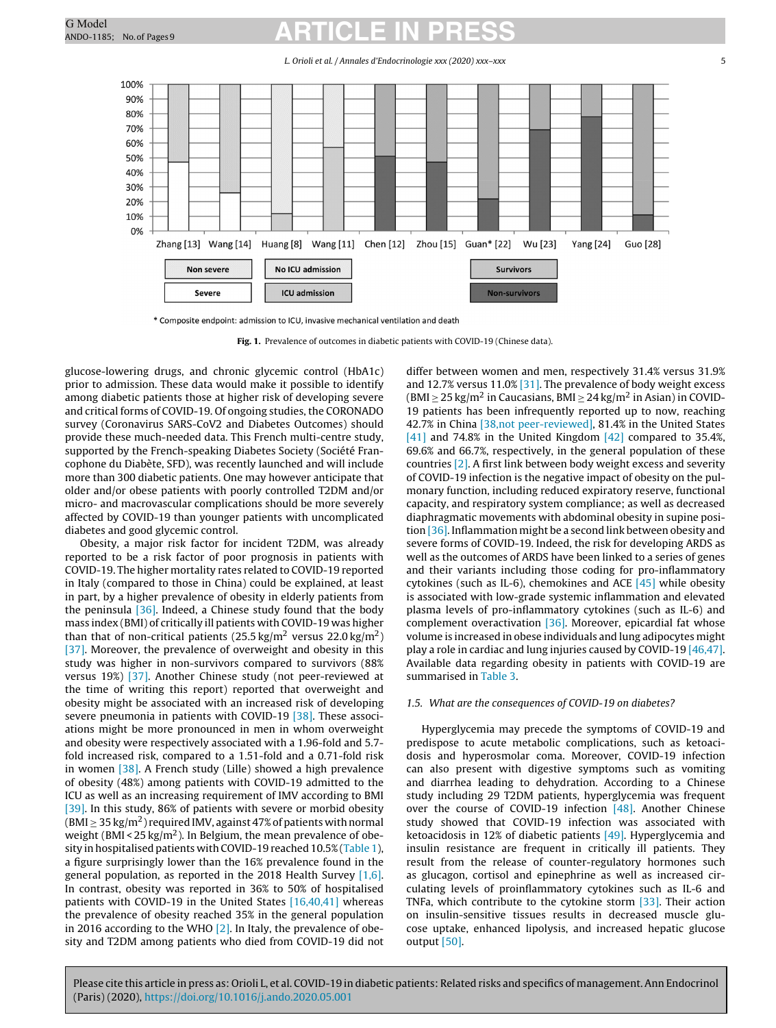* Composite endpoint: admission to ICU, invasive mechanical ventilation and death

**Fig. 1.** Prevalence of outcomes in diabetic patients with COVID-19 (Chinese data).

glucose-lowering drugs, and chronic glycemic control (HbA1c) prior to admission. These data would make it possible to identify among diabetic patients those at higher risk of developing severe and critical forms of COVID-19. Of ongoing studies, the CORONADO survey (Coronavirus SARS-CoV2 and Diabetes Outcomes) should provide these much-needed data. This French multi-centre study, supported by the French-speaking Diabetes Society (Société Francophone du Diabète, SFD), was recently launched and will include more than 300 diabetic patients. One may however anticipate that older and/or obese patients with poorly controlled T2DM and/or micro- and macrovascular complications should be more severely affected by COVID-19 than younger patients with uncomplicated diabetes and good glycemic control.

Obesity, a major risk factor for incident T2DM, was already reported to be a risk factor of poor prognosis in patients with COVID-19. The higher mortality rates related to COVID-19 reported in Italy (compared to those in China) could be explained, at least in part, by a higher prevalence of obesity in elderly patients from the peninsula [36]. Indeed, a Chinese study found that the body mass index (BMI) of critically ill patients with COVID-19 was higher than that of non-critical patients (25.5 kg/m$^2$ versus 22.0 kg/m$^2$) [37]. Moreover, the prevalence of overweight and obesity in this study was higher in non-survivors compared to survivors (88% versus 19%) [37]. Another Chinese study (not peer-reviewed at the time of writing this report) reported that overweight and obesity might be associated with an increased risk of developing severe pneumonia in patients with COVID-19 [38]. These associations might be more pronounced in men in whom overweight and obesity were respectively associated with a 1.96-fold and 5.7-fold increased risk, compared to a 1.51-fold and a 0.71-fold risk in women [38]. A French study (Lille) showed a high prevalence of obesity (48%) among patients with COVID-19 admitted to the ICU as well as an increasing requirement of IMV according to BMI [39]. In this study, 86% of patients with severe or morbid obesity (BMI ≥ 35 kg/m$^2$) required IMV, against 47% of patients with normal weight (BMI < 25 kg/m$^2$). In Belgium, the mean prevalence of obesity in hospitalised patients with COVID-19 reached 10.5% (Table 1), a figure surprisingly lower than the 16% prevalence found in the general population, as reported in the 2018 Health Survey [1,6]. In contrast, obesity was reported in 36% to 50% of hospitalised patients with COVID-19 in the United States [16,40,41] whereas the prevalence of obesity reached 35% in the general population in 2016 according to the WHO [2]. In Italy, the prevalence of obesity and T2DM among patients who died from COVID-19 did not differ between women and men, respectively 31.4% versus 31.9% and 12.7% versus 11.0% [31]. The prevalence of body weight excess (BMI ≥ 25 kg/m$^2$ in Caucasians, BMI ≥ 24 kg/m$^2$ in Asian) in COVID-19 patients has been infrequently reported up to now, reaching 42.7% in China [38,not peer-reviewed], 81.4% in the United States [41] and 74.8% in the United Kingdom [42] compared to 35.4%, 69.6% and 66.7%, respectively, in the general population of these countries [2]. A first link between body weight excess and severity of COVID-19 infection is the negative impact of obesity on the pulmonary function, including reduced expiratory reserve, functional capacity, and respiratory system compliance; as well as decreased diaphragmatic movements with abdominal obesity in supine position [36]. Inflammation might be a second link between obesity and severe forms of COVID-19. Indeed, the risk for developing ARDS as well as the outcomes of ARDS have been linked to a series of genes and their variants including those coding for pro-inflammatory cytokines (such as IL-6), chemokines and ACE [45] while obesity is associated with low-grade systemic inflammation and elevated plasma levels of pro-inflammatory cytokines (such as IL-6) and complement overactivation [36]. Moreover, epicardial fat whose volume is increased in obese individuals and lung adipocytes might play a role in cardiac and lung injuries caused by COVID-19 [46,47]. Available data regarding obesity in patients with COVID-19 are summarised in Table 3.

### 1.5. What are the consequences of COVID-19 on diabetes?

Hyperglycemia may precede the symptoms of COVID-19 and predispose to acute metabolic complications, such as ketoacidosis and hyperosmolar coma. Moreover, COVID-19 infection can also present with digestive symptoms such as vomiting and diarrhea leading to dehydration. According to a Chinese study including 29 T2DM patients, hyperglycemia was frequent over the course of COVID-19 infection [48]. Another Chinese study showed that COVID-19 infection was associated with ketoacidosis in 12% of diabetic patients [49]. Hyperglycemia and insulin resistance are frequent in critically ill patients. They result from the release of counter-regulatory hormones such as glucagon, cortisol and epinephrine as well as increased circulating levels of proinflammatory cytokines such as IL-6 and TNFa, which contribute to the cytokine storm [33]. Their action on insulin-sensitive tissues results in decreased muscle glucose uptake, enhanced lipolysis, and increased hepatic glucose output [50].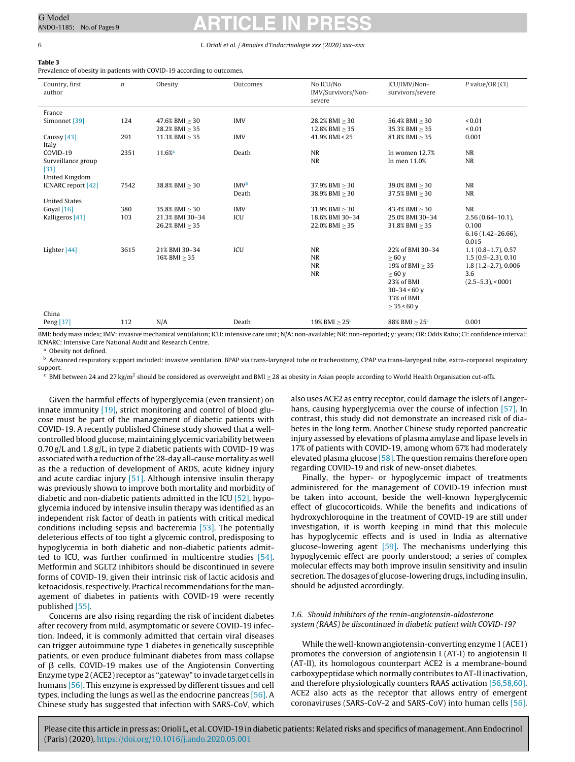**Table 3**
Prevalence of obesity in patients with COVID-19 according to outcomes.

| Country, first author | $n$ | Obesity | Outcomes | No ICU/No IMV/Survivors/Non-severe | ICU/IMV/Non-survivors/severe | $P$ value/OR (CI) |
|---|---|---|---|---|---|---|
| France | | | | | | |
| Simonnet [39] | 124 | 47.6% BMI ≥ 30<br>28.2% BMI ≥ 35 | IMV | 28.2% BMI ≥ 30<br>12.8% BMI ≥ 35 | 56.4% BMI ≥ 30<br>35.3% BMI ≥ 35 | < 0.01<br>< 0.01 |
| Caussy [43] | 291 | 11.3% BMI ≥ 35 | IMV | 41.9% BMI < 25 | 81.8% BMI ≥ 35 | 0.001 |
| Italy | | | | | | |
| COVID-19 Surveillance group [31] | 2351 | 11.6%[a] | Death | NR<br>NR | In women 12.7%<br>In men 11.0% | NR<br>NR |
| United Kingdom | | | | | | |
| ICNARC report [42] | 7542 | 38.8% BMI ≥ 30 | IMV[b]<br>Death | 37.9% BMI ≥ 30<br>38.9% BMI ≥ 30 | 39.0% BMI ≥ 30<br>37.5% BMI ≥ 30 | NR<br>NR |
| United States | | | | | | |
| Goyal [16] | 380 | 35.8% BMI ≥ 30 | IMV | 31.9% BMI ≥ 30 | 43.4% BMI ≥ 30 | NR |
| Kalligeros [41] | 103 | 21.3% BMI 30–34<br>26.2% BMI ≥ 35 | ICU | 18.6% BMI 30–34<br>22.0% BMI ≥ 35 | 25.0% BMI 30–34<br>31.8% BMI ≥ 35 | 2.56 (0.64–10.1), 0.100<br>6.16 (1.42–26.66), 0.015 |
| Lighter [44] | 3615 | 21% BMI 30–34<br>16% BMI ≥ 35 | ICU | NR<br>NR<br>NR<br>NR | 22% of BMI 30–34 ≥ 60 y<br>19% of BMI ≥ 35 ≥ 60 y<br>23% of BMI 30–34 < 60 y<br>33% of BMI ≥ 35 < 60 y | 1.1 (0.8–1.7), 0.57<br>1.5 (0.9–2.3), 0.10<br>1.8 (1.2–2.7), 0.006<br>3.6 (2.5–5.3), < 0001 |
| China | | | | | | |
| Peng [37] | 112 | N/A | Death | 19% BMI ≥ 25[c] | 88% BMI ≥ 25[c] | 0.001 |

BMI: body mass index; IMV: invasive mechanical ventilation; ICU: intensive care unit; N/A: non-available; NR: non-reported; y: years; OR: Odds Ratio; CI: confidence interval; ICNARC: Intensive Care National Audit and Research Centre.

[a] Obesity not defined.

[b] Advanced respiratory support included: invasive ventilation, BPAP via trans-laryngeal tube or tracheostomy, CPAP via trans-laryngeal tube, extra-corporeal respiratory support.

[c] BMI between 24 and 27 kg/m$^2$ should be considered as overweight and BMI ≥ 28 as obesity in Asian people according to World Health Organisation cut-offs.

Given the harmful effects of hyperglycemia (even transient) on innate immunity [19], strict monitoring and control of blood glucose must be part of the management of diabetic patients with COVID-19. A recently published Chinese study showed that a well-controlled blood glucose, maintaining glycemic variability between 0.70 g/L and 1.8 g/L, in type 2 diabetic patients with COVID-19 was associated with a reduction of the 28-day all-cause mortality as well as the a reduction of development of ARDS, acute kidney injury and acute cardiac injury [51]. Although intensive insulin therapy was previously shown to improve both mortality and morbidity of diabetic and non-diabetic patients admitted in the ICU [52], hypoglycemia induced by intensive insulin therapy was identified as an independent risk factor of death in patients with critical medical conditions including sepsis and bacteremia [53]. The potentially deleterious effects of too tight a glycemic control, predisposing to hypoglycemia in both diabetic and non-diabetic patients admitted to ICU, was further confirmed in multicentre studies [54]. Metformin and SGLT2 inhibitors should be discontinued in severe forms of COVID-19, given their intrinsic risk of lactic acidosis and ketoacidosis, respectively. Practical recommendations for the management of diabetes in patients with COVID-19 were recently published [55].

Concerns are also rising regarding the risk of incident diabetes after recovery from mild, asymptomatic or severe COVID-19 infection. Indeed, it is commonly admitted that certain viral diseases can trigger autoimmune type 1 diabetes in genetically susceptible patients, or even produce fulminant diabetes from mass collapse of β cells. COVID-19 makes use of the Angiotensin Converting Enzyme type 2 (ACE2) receptor as "gateway" to invade target cells in humans [56]. This enzyme is expressed by different tissues and cell types, including the lungs as well as the endocrine pancreas [56]. A Chinese study has suggested that infection with SARS-CoV, which also uses ACE2 as entry receptor, could damage the islets of Langerhans, causing hyperglycemia over the course of infection [57]. In contrast, this study did not demonstrate an increased risk of diabetes in the long term. Another Chinese study reported pancreatic injury assessed by elevations of plasma amylase and lipase levels in 17% of patients with COVID-19, among whom 67% had moderately elevated plasma glucose [58]. The question remains therefore open regarding COVID-19 and risk of new-onset diabetes.

Finally, the hyper- or hypoglycemic impact of treatments administered for the management of COVID-19 infection must be taken into account, beside the well-known hyperglycemic effect of glucocorticoids. While the benefits and indications of hydroxychloroquine in the treatment of COVID-19 are still under investigation, it is worth keeping in mind that this molecule has hypoglycemic effects and is used in India as alternative glucose-lowering agent [59]. The mechanisms underlying this hypoglycemic effect are poorly understood; a series of complex molecular effects may both improve insulin sensitivity and insulin secretion. The dosages of glucose-lowering drugs, including insulin, should be adjusted accordingly.

### 1.6. Should inhibitors of the renin-angiotensin-aldosterone system (RAAS) be discontinued in diabetic patient with COVID-19?

While the well-known angiotensin-converting enzyme 1 (ACE1) promotes the conversion of angiotensin I (AT-I) to angiotensin II (AT-II), its homologous counterpart ACE2 is a membrane-bound carboxypeptidase which normally contributes to AT-II inactivation, and therefore physiologically counters RAAS activation [56,58,60]. ACE2 also acts as the receptor that allows entry of emergent coronaviruses (SARS-CoV-2 and SARS-CoV) into human cells [56].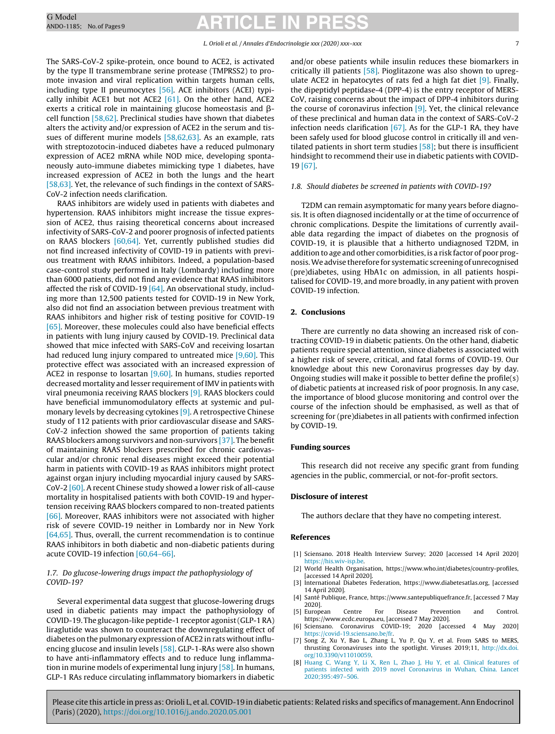The SARS-CoV-2 spike-protein, once bound to ACE2, is activated by the type II transmembrane serine protease (TMPRSS2) to promote invasion and viral replication within targets human cells, including type II pneumocytes [56]. ACE inhibitors (ACEI) typically inhibit ACE1 but not ACE2 [61]. On the other hand, ACE2 exerts a critical role in maintaining glucose homeostasis and β-cell function [58,62]. Preclinical studies have shown that diabetes alters the activity and/or expression of ACE2 in the serum and tissues of different murine models [58,62,63]. As an example, rats with streptozotocin-induced diabetes have a reduced pulmonary expression of ACE2 mRNA while NOD mice, developing spontaneously auto-immune diabetes mimicking type 1 diabetes, have increased expression of ACE2 in both the lungs and the heart [58,63]. Yet, the relevance of such findings in the context of SARS-CoV-2 infection needs clarification.

RAAS inhibitors are widely used in patients with diabetes and hypertension. RAAS inhibitors might increase the tissue expression of ACE2, thus raising theoretical concerns about increased infectivity of SARS-CoV-2 and poorer prognosis of infected patients on RAAS blockers [60,64]. Yet, currently published studies did not find increased infectivity of COVID-19 in patients with previous treatment with RAAS inhibitors. Indeed, a population-based case-control study performed in Italy (Lombardy) including more than 6000 patients, did not find any evidence that RAAS inhibitors affected the risk of COVID-19 [64]. An observational study, including more than 12,500 patients tested for COVID-19 in New York, also did not find an association between previous treatment with RAAS inhibitors and higher risk of testing positive for COVID-19 [65]. Moreover, these molecules could also have beneficial effects in patients with lung injury caused by COVID-19. Preclinical data showed that mice infected with SARS-CoV and receiving losartan had reduced lung injury compared to untreated mice [9,60]. This protective effect was associated with an increased expression of ACE2 in response to losartan [9,60]. In humans, studies reported decreased mortality and lesser requirement of IMV in patients with viral pneumonia receiving RAAS blockers [9]. RAAS blockers could have beneficial immunomodulatory effects at systemic and pulmonary levels by decreasing cytokines [9]. A retrospective Chinese study of 112 patients with prior cardiovascular disease and SARS-CoV-2 infection showed the same proportion of patients taking RAAS blockers among survivors and non-survivors [37]. The benefit of maintaining RAAS blockers prescribed for chronic cardiovascular and/or chronic renal diseases might exceed their potential harm in patients with COVID-19 as RAAS inhibitors might protect against organ injury including myocardial injury caused by SARS-CoV-2 [60]. A recent Chinese study showed a lower risk of all-cause mortality in hospitalised patients with both COVID-19 and hypertension receiving RAAS blockers compared to non-treated patients [66]. Moreover, RAAS inhibitors were not associated with higher risk of severe COVID-19 neither in Lombardy nor in New York [64,65]. Thus, overall, the current recommendation is to continue RAAS inhibitors in both diabetic and non-diabetic patients during acute COVID-19 infection [60,64–66].

### *1.7. Do glucose-lowering drugs impact the pathophysiology of COVID-19?*

Several experimental data suggest that glucose-lowering drugs used in diabetic patients may impact the pathophysiology of COVID-19. The glucagon-like peptide-1 receptor agonist (GLP-1 RA) liraglutide was shown to counteract the downregulating effect of diabetes on the pulmonary expression of ACE2 in rats without influencing glucose and insulin levels [58]. GLP-1-RAs were also shown to have anti-inflammatory effects and to reduce lung inflammation in murine models of experimental lung injury [58]. In humans, GLP-1 RAs reduce circulating inflammatory biomarkers in diabetic and/or obese patients while insulin reduces these biomarkers in critically ill patients [58]. Pioglitazone was also shown to upregulate ACE2 in hepatocytes of rats fed a high fat diet [9]. Finally, the dipeptidyl peptidase-4 (DPP-4) is the entry receptor of MERS-CoV, raising concerns about the impact of DPP-4 inhibitors during the course of coronavirus infection [9]. Yet, the clinical relevance of these preclinical and human data in the context of SARS-CoV-2 infection needs clarification [67]. As for the GLP-1 RA, they have been safely used for blood glucose control in critically ill and ventilated patients in short term studies [58]; but there is insufficient hindsight to recommend their use in diabetic patients with COVID-19 [67].

### *1.8. Should diabetes be screened in patients with COVID-19?*

T2DM can remain asymptomatic for many years before diagnosis. It is often diagnosed incidentally or at the time of occurrence of chronic complications. Despite the limitations of currently available data regarding the impact of diabetes on the prognosis of COVID-19, it is plausible that a hitherto undiagnosed T2DM, in addition to age and other comorbidities, is a risk factor of poor prognosis. We advise therefore for systematic screening of unrecognised (pre)diabetes, using HbA1c on admission, in all patients hospitalised for COVID-19, and more broadly, in any patient with proven COVID-19 infection.

## 2. Conclusions

There are currently no data showing an increased risk of contracting COVID-19 in diabetic patients. On the other hand, diabetic patients require special attention, since diabetes is associated with a higher risk of severe, critical, and fatal forms of COVID-19. Our knowledge about this new Coronavirus progresses day by day. Ongoing studies will make it possible to better define the profile(s) of diabetic patients at increased risk of poor prognosis. In any case, the importance of blood glucose monitoring and control over the course of the infection should be emphasised, as well as that of screening for (pre)diabetes in all patients with confirmed infection by COVID-19.

## Funding sources

This research did not receive any specific grant from funding agencies in the public, commercial, or not-for-profit sectors.

## Disclosure of interest

The authors declare that they have no competing interest.

## References

[1] Sciensano. 2018 Health Interview Survey; 2020 [accessed 14 April 2020] https://his.wiv-isp.be.

[2] World Health Organisation, https://www.who.int/diabetes/country-profiles, [accessed 14 April 2020].

[3] International Diabetes Federation, https://www.diabetesatlas.org, [accessed 14 April 2020].

[4] Santé Publique, France, https://www.santepubliquefrance.fr, [accessed 7 May 2020].

[5] European Centre For Disease Prevention and Control. https://www.ecdc.europa.eu, [accessed 7 May 2020].

[6] Sciensano. Coronavirus COVID-19; 2020 [accessed 4 May 2020] https://covid-19.sciensano.be/fr.

[7] Song Z, Xu Y, Bao L, Zhang L, Yu P, Qu Y, et al. From SARS to MERS, thrusting Coronaviruses into the spotlight. Viruses 2019;11, http://dx.doi.org/10.3390/v11010059.

[8] Huang C, Wang Y, Li X, Ren L, Zhao J, Hu Y, et al. Clinical features of patients infected with 2019 novel Coronavirus in Wuhan, China. Lancet 2020;395:497–506.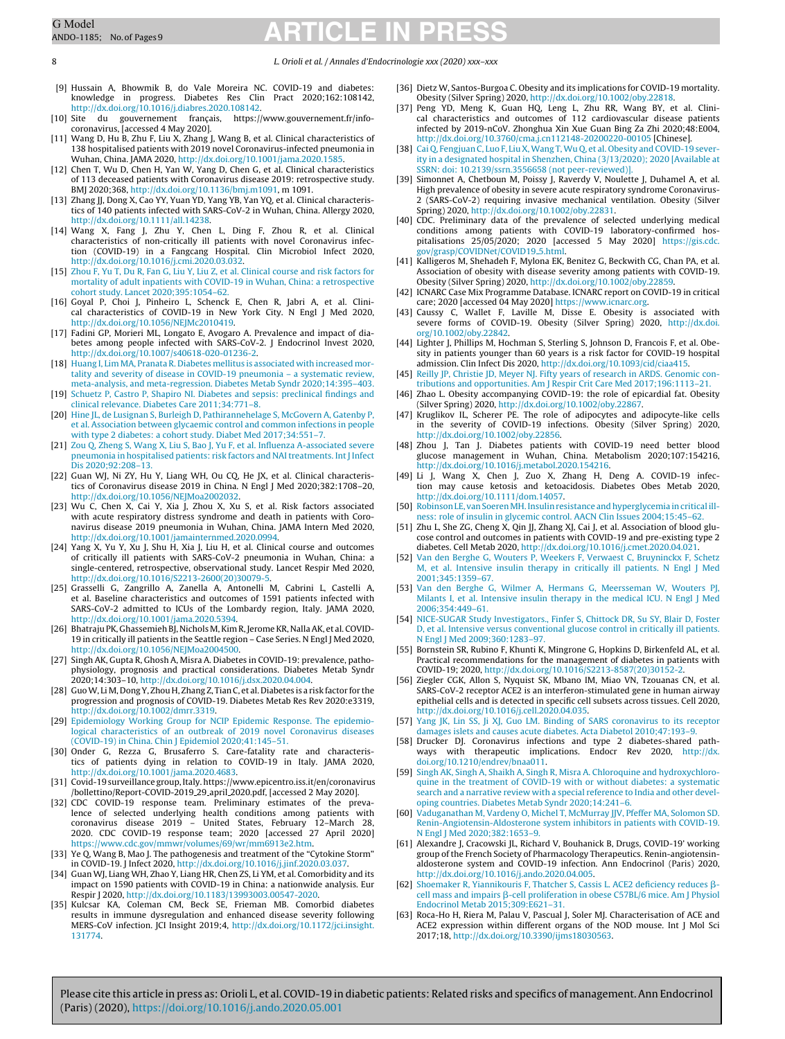[9] Hussain A, Bhowmik B, do Vale Moreira NC. COVID-19 and diabetes: knowledge in progress. Diabetes Res Clin Pract 2020;162:108142, http://dx.doi.org/10.1016/j.diabres.2020.108142.

[10] Site du gouvernement français, https://www.gouvernement.fr/info-coronavirus, [accessed 4 May 2020].

[11] Wang D, Hu B, Zhu F, Liu X, Zhang J, Wang B, et al. Clinical characteristics of 138 hospitalised patients with 2019 novel Coronavirus-infected pneumonia in Wuhan, China. JAMA 2020, http://dx.doi.org/10.1001/jama.2020.1585.

[12] Chen T, Wu D, Chen H, Yan W, Yang D, Chen G, et al. Clinical characteristics of 113 deceased patients with Coronavirus disease 2019: retrospective study. BMJ 2020;368, http://dx.doi.org/10.1136/bmj.m1091, m 1091.

[13] Zhang JJ, Dong X, Cao YY, Yuan YD, Yang YB, Yan YQ, et al. Clinical characteristics of 140 patients infected with SARS-CoV-2 in Wuhan, China. Allergy 2020, http://dx.doi.org/10.1111/all.14238.

[14] Wang X, Fang J, Zhu Y, Chen L, Ding F, Zhou R, et al. Clinical characteristics of non-critically ill patients with novel Coronavirus infection (COVID-19) in a Fangcang Hospital. Clin Microbiol Infect 2020, http://dx.doi.org/10.1016/j.cmi.2020.03.032.

[15] Zhou F, Yu T, Du R, Fan G, Liu Y, Liu Z, et al. Clinical course and risk factors for mortality of adult inpatients with COVID-19 in Wuhan, China: a retrospective cohort study. Lancet 2020;395:1054–62.

[16] Goyal P, Choi J, Pinheiro L, Schenck E, Chen R, Jabri A, et al. Clinical characteristics of COVID-19 in New York City. N Engl J Med 2020, http://dx.doi.org/10.1056/NEJMc2010419.

[17] Fadini GP, Morieri ML, Longato E, Avogaro A. Prevalence and impact of diabetes among people infected with SARS-CoV-2. J Endocrinol Invest 2020, http://dx.doi.org/10.1007/s40618-020-01236-2.

[18] Huang I, Lim MA, Pranata R. Diabetes mellitus is associated with increased mortality and severity of disease in COVID-19 pneumonia – a systematic review, meta-analysis, and meta-regression. Diabetes Metab Syndr 2020;14:395–403.

[19] Schuetz P, Castro P, Shapiro NI. Diabetes and sepsis: preclinical findings and clinical relevance. Diabetes Care 2011;34:771–8.

[20] Hine JL, de Lusignan S, Burleigh D, Pathirannehelage S, McGovern A, Gatenby P, et al. Association between glycaemic control and common infections in people with type 2 diabetes: a cohort study. Diabet Med 2017;34:551–7.

[21] Zou Q, Zheng S, Wang X, Liu S, Bao J, Yu F, et al. Influenza A-associated severe pneumonia in hospitalised patients: risk factors and NAI treatments. Int J Infect Dis 2020;92:208–13.

[22] Guan WJ, Ni ZY, Hu Y, Liang WH, Ou CQ, He JX, et al. Clinical characteristics of Coronavirus disease 2019 in China. N Engl J Med 2020;382:1708–20, http://dx.doi.org/10.1056/NEJMoa2002032.

[23] Wu C, Chen X, Cai Y, Xia J, Zhou X, Xu S, et al. Risk factors associated with acute respiratory distress syndrome and death in patients with Coronavirus disease 2019 pneumonia in Wuhan, China. JAMA Intern Med 2020, http://dx.doi.org/10.1001/jamainternmed.2020.0994.

[24] Yang X, Yu Y, Xu J, Shu H, Xia J, Liu H, et al. Clinical course and outcomes of critically ill patients with SARS-CoV-2 pneumonia in Wuhan, China: a single-centered, retrospective, observational study. Lancet Respir Med 2020, http://dx.doi.org/10.1016/S2213-2600(20)30079-5.

[25] Grasselli G, Zangrillo A, Zanella A, Antonelli M, Cabrini L, Castelli A, et al. Baseline characteristics and outcomes of 1591 patients infected with SARS-CoV-2 admitted to ICUs of the Lombardy region, Italy. JAMA 2020, http://dx.doi.org/10.1001/jama.2020.5394.

[26] Bhatraju PK, Ghassemieh BJ, Nichols M, Kim R, Jerome KR, Nalla AK, et al. COVID-19 in critically ill patients in the Seattle region – Case Series. N Engl J Med 2020, http://dx.doi.org/10.1056/NEJMoa2004500.

[27] Singh AK, Gupta R, Ghosh A, Misra A. Diabetes in COVID-19: prevalence, pathophysiology, prognosis and practical considerations. Diabetes Metab Syndr 2020;14:303–10, http://dx.doi.org/10.1016/j.dsx.2020.04.004.

[28] Guo W, Li M, Dong Y, Zhou H, Zhang Z, Tian C, et al. Diabetes is a risk factor for the progression and prognosis of COVID-19. Diabetes Metab Res Rev 2020:e3319, http://dx.doi.org/10.1002/dmrr.3319.

[29] Epidemiology Working Group for NCIP Epidemic Response. The epidemiological characteristics of an outbreak of 2019 novel Coronavirus diseases (COVID-19) in China. Chin J Epidemiol 2020;41:145–51.

[30] Onder G, Rezza G, Brusaferro S. Care-fatality rate and characteristics of patients dying in relation to COVID-19 in Italy. JAMA 2020, http://dx.doi.org/10.1001/jama.2020.4683.

[31] Covid-19 surveillance group, Italy. https://www.epicentro.iss.it/en/coronavirus/bollettino/Report-COVID-2019_29_april_2020.pdf, [accessed 2 May 2020].

[32] CDC COVID-19 response team. Preliminary estimates of the prevalence of selected underlying health conditions among patients with coronavirus disease 2019 – United States, February 12–March 28, 2020. CDC COVID-19 response team; 2020 [accessed 27 April 2020] https://www.cdc.gov/mmwr/volumes/69/wr/mm6913e2.htm.

[33] Ye Q, Wang B, Mao J. The pathogenesis and treatment of the "Cytokine Storm" in COVID-19. J Infect 2020, http://dx.doi.org/10.1016/j.jinf.2020.03.037.

[34] Guan WJ, Liang WH, Zhao Y, Liang HR, Chen ZS, Li YM, et al. Comorbidity and its impact on 1590 patients with COVID-19 in China: a nationwide analysis. Eur Respir J 2020, http://dx.doi.org/10.1183/13993003.00547-2020.

[35] Kulcsar KA, Coleman CM, Beck SE, Frieman MB. Comorbid diabetes results in immune dysregulation and enhanced disease severity following MERS-CoV infection. JCI Insight 2019;4, http://dx.doi.org/10.1172/jci.insight.131774.

[36] Dietz W, Santos-Burgoa C. Obesity and its implications for COVID-19 mortality. Obesity (Silver Spring) 2020, http://dx.doi.org/10.1002/oby.22818.

[37] Peng YD, Meng K, Guan HQ, Leng L, Zhu RR, Wang BY, et al. Clinical characteristics and outcomes of 112 cardiovascular disease patients infected by 2019-nCoV. Zhonghua Xin Xue Guan Bing Za Zhi 2020;48:E004, http://dx.doi.org/10.3760/cma.j.cn112148-20200220-00105 [Chinese].

[38] Cai Q, Fengjuan C, Luo F, Liu X, Wang T, Wu Q, et al. Obesity and COVID-19 severity in a designated hospital in Shenzhen, China (3/13/2020); 2020 [Available at SSRN: doi: 10.2139/ssrn.3556658 (not peer-reviewed)].

[39] Simonnet A, Chetboun M, Poissy J, Raverdy V, Noulette J, Duhamel A, et al. High prevalence of obesity in severe acute respiratory syndrome Coronavirus-2 (SARS-CoV-2) requiring invasive mechanical ventilation. Obesity (Silver Spring) 2020, http://dx.doi.org/10.1002/oby.22831.

[40] CDC. Preliminary data of the prevalence of selected underlying medical conditions among patients with COVID-19 laboratory-confirmed hospitalisations 25/05/2020; 2020 [accessed 5 May 2020] https://gis.cdc.gov/grasp/COVIDNet/COVID19_5.html.

[41] Kalligeros M, Shehadeh F, Mylona EK, Benitez G, Beckwith CG, Chan PA, et al. Association of obesity with disease severity among patients with COVID-19. Obesity (Silver Spring) 2020, http://dx.doi.org/10.1002/oby.22859.

[42] ICNARC Case Mix Programme Database. ICNARC report on COVID-19 in critical care; 2020 [accessed 04 May 2020] https://www.icnarc.org.

[43] Caussy C, Wallet F, Laville M, Disse E. Obesity is associated with severe forms of COVID-19. Obesity (Silver Spring) 2020, http://dx.doi.org/10.1002/oby.22842.

[44] Lighter J, Phillips M, Hochman S, Sterling S, Johnson D, Francois F, et al. Obesity in patients younger than 60 years is a risk factor for COVID-19 hospital admission. Clin Infect Dis 2020, http://dx.doi.org/10.1093/cid/ciaa415.

[45] Reilly JP, Christie JD, Meyer NJ. Fifty years of research in ARDS. Genomic contributions and opportunities. Am J Respir Crit Care Med 2017;196:1113–21.

[46] Zhao L. Obesity accompanying COVID-19: the role of epicardial fat. Obesity (Silver Spring) 2020, http://dx.doi.org/10.1002/oby.22867.

[47] Kruglikov IL, Scherer PE. The role of adipocytes and adipocyte-like cells in the severity of COVID-19 infections. Obesity (Silver Spring) 2020, http://dx.doi.org/10.1002/oby.22856.

[48] Zhou J, Tan J. Diabetes patients with COVID-19 need better blood glucose management in Wuhan, China. Metabolism 2020;107:154216, http://dx.doi.org/10.1016/j.metabol.2020.154216.

[49] Li J, Wang X, Chen J, Zuo X, Zhang H, Deng A. COVID-19 infection may cause ketosis and ketoacidosis. Diabetes Obes Metab 2020, http://dx.doi.org/10.1111/dom.14057.

[50] Robinson LE, van Soeren MH. Insulin resistance and hyperglycemia in critical illness: role of insulin in glycemic control. AACN Clin Issues 2004;15:45–62.

[51] Zhu L, She ZG, Cheng X, Qin JJ, Zhang XJ, Cai J, et al. Association of blood glucose control and outcomes in patients with COVID-19 and pre-existing type 2 diabetes. Cell Metab 2020, http://dx.doi.org/10.1016/j.cmet.2020.04.021.

[52] Van den Berghe G, Wouters P, Weekers F, Verwaest C, Bruyninckx F, Schetz M, et al. Intensive insulin therapy in critically ill patients. N Engl J Med 2001;345:1359–67.

[53] Van den Berghe G, Wilmer A, Hermans G, Meersseman W, Wouters PJ, Milants I, et al. Intensive insulin therapy in the medical ICU. N Engl J Med 2006;354:449–61.

[54] NICE-SUGAR Study Investigators., Finfer S, Chittock DR, Su SY, Blair D, Foster D, et al. Intensive versus conventional glucose control in critically ill patients. N Engl J Med 2009;360:1283–97.

[55] Bornstein SR, Rubino F, Khunti K, Mingrone G, Hopkins D, Birkenfeld AL, et al. Practical recommendations for the management of diabetes in patients with COVID-19; 2020, http://dx.doi.org/10.1016/S2213-8587(20)30152-2.

[56] Ziegler CGK, Allon S, Nyquist SK, Mbano IM, Miao VN, Tzouanas CN, et al. SARS-CoV-2 receptor ACE2 is an interferon-stimulated gene in human airway epithelial cells and is detected in specific cell subsets across tissues. Cell 2020, http://dx.doi.org/10.1016/j.cell.2020.04.035.

[57] Yang JK, Lin SS, Ji XJ, Guo LM. Binding of SARS coronavirus to its receptor damages islets and causes acute diabetes. Acta Diabetol 2010;47:193–9.

[58] Drucker DJ. Coronavirus infections and type 2 diabetes-shared pathways with therapeutic implications. Endocr Rev 2020, http://dx.doi.org/10.1210/endrev/bnaa011.

[59] Singh AK, Singh A, Shaikh A, Singh R, Misra A. Chloroquine and hydroxychloroquine in the treatment of COVID-19 with or without diabetes: a systematic search and a narrative review with a special reference to India and other developing countries. Diabetes Metab Syndr 2020;14:241–6.

[60] Vaduganathan M, Vardeny O, Michel T, McMurray JJV, Pfeffer MA, Solomon SD. Renin-Angiotensin-Aldosterone system inhibitors in patients with COVID-19. N Engl J Med 2020;382:1653–9.

[61] Alexandre J, Cracowski JL, Richard V, Bouhanick B, Drugs, COVID-19' working group of the French Society of Pharmacology Therapeutics. Renin-angiotensin-aldosterone system and COVID-19 infection. Ann Endocrinol (Paris) 2020, http://dx.doi.org/10.1016/j.ando.2020.04.005.

[62] Shoemaker R, Yiannikouris F, Thatcher S, Cassis L. ACE2 deficiency reduces β-cell mass and impairs β-cell proliferation in obese C57BL/6 mice. Am J Physiol Endocrinol Metab 2015;309:E621–31.

[63] Roca-Ho H, Riera M, Palau V, Pascual J, Soler MJ. Characterisation of ACE and ACE2 expression within different organs of the NOD mouse. Int J Mol Sci 2017;18, http://dx.doi.org/10.3390/ijms18030563.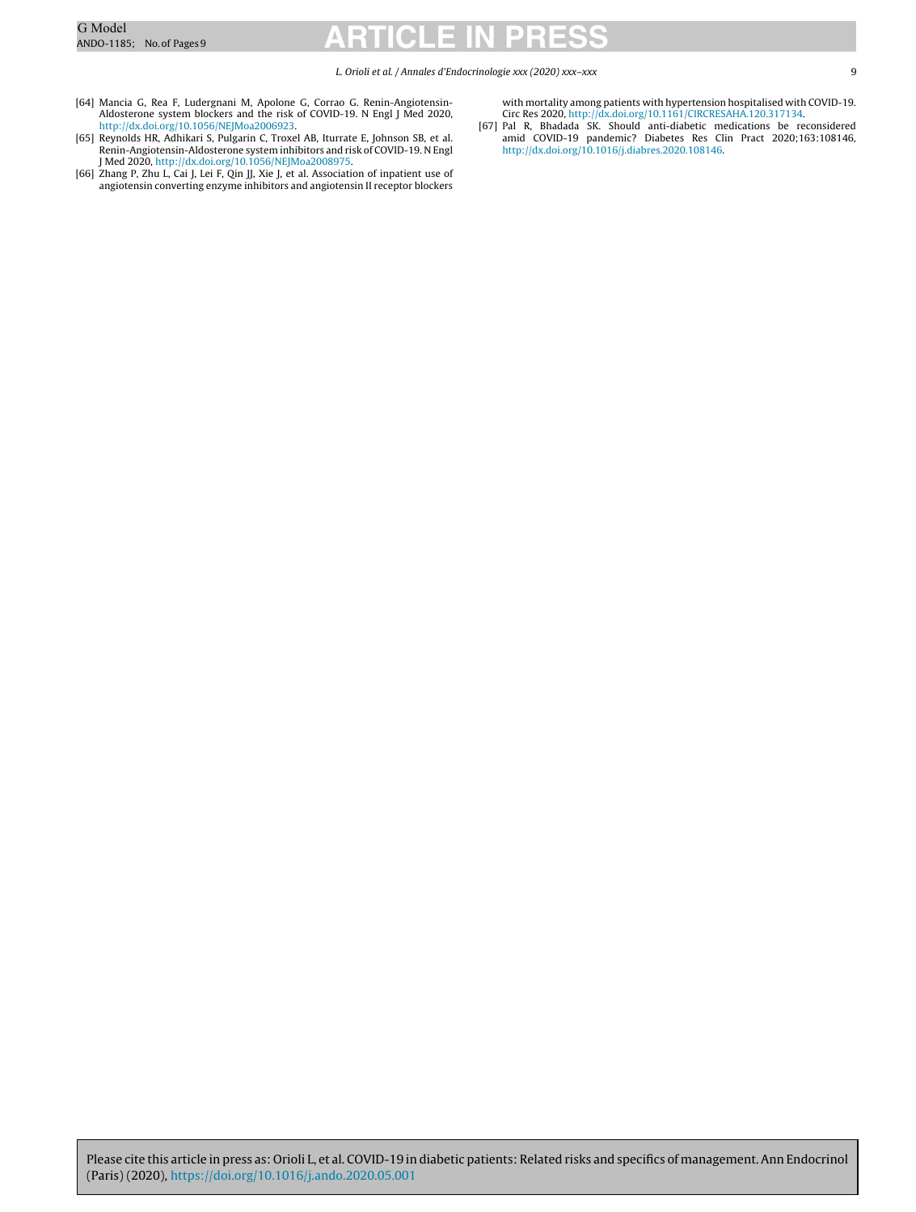[64] Mancia G, Rea F, Ludergnani M, Apolone G, Corrao G. Renin-Angiotensin-Aldosterone system blockers and the risk of COVID-19. N Engl J Med 2020, http://dx.doi.org/10.1056/NEJMoa2006923.

[65] Reynolds HR, Adhikari S, Pulgarin C, Troxel AB, Iturrate E, Johnson SB, et al. Renin-Angiotensin-Aldosterone system inhibitors and risk of COVID-19. N Engl J Med 2020, http://dx.doi.org/10.1056/NEJMoa2008975.

[66] Zhang P, Zhu L, Cai J, Lei F, Qin JJ, Xie J, et al. Association of inpatient use of angiotensin converting enzyme inhibitors and angiotensin II receptor blockers with mortality among patients with hypertension hospitalised with COVID-19. Circ Res 2020, http://dx.doi.org/10.1161/CIRCRESAHA.120.317134.

[67] Pal R, Bhadada SK. Should anti-diabetic medications be reconsidered amid COVID-19 pandemic? Diabetes Res Clin Pract 2020;163:108146, http://dx.doi.org/10.1016/j.diabres.2020.108146.